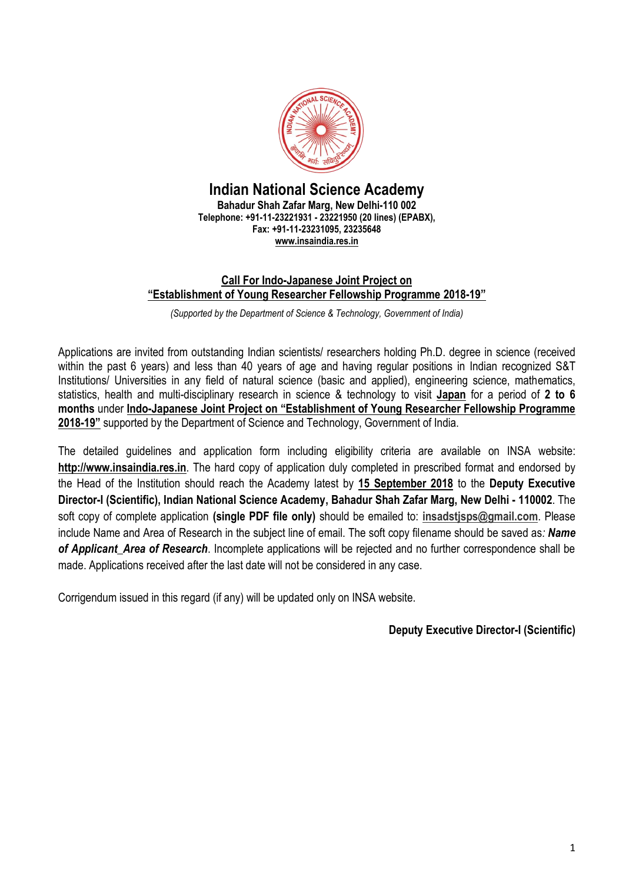# Indian National Science Academy

**Bahadur Shah Zafar Marg, New Delhi-110 002**
**Telephone: +91-11-23221931 - 23221950 (20 lines) (EPABX),**
**Fax: +91-11-23231095, 23235648**
**www.insaindia.res.in**

## Call For Indo-Japanese Joint Project on "Establishment of Young Researcher Fellowship Programme 2018-19"

*(Supported by the Department of Science & Technology, Government of India)*

Applications are invited from outstanding Indian scientists/ researchers holding Ph.D. degree in science (received within the past 6 years) and less than 40 years of age and having regular positions in Indian recognized S&T Institutions/ Universities in any field of natural science (basic and applied), engineering science, mathematics, statistics, health and multi-disciplinary research in science & technology to visit **Japan** for a period of **2 to 6 months** under **Indo-Japanese Joint Project on "Establishment of Young Researcher Fellowship Programme 2018-19"** supported by the Department of Science and Technology, Government of India.

The detailed guidelines and application form including eligibility criteria are available on INSA website: **http://www.insaindia.res.in**. The hard copy of application duly completed in prescribed format and endorsed by the Head of the Institution should reach the Academy latest by **15 September 2018** to the **Deputy Executive Director-I (Scientific), Indian National Science Academy, Bahadur Shah Zafar Marg, New Delhi - 110002**. The soft copy of complete application **(single PDF file only)** should be emailed to: **insadstjsps@gmail.com**. Please include Name and Area of Research in the subject line of email. The soft copy filename should be saved as*: **Name of Applicant_Area of Research***. Incomplete applications will be rejected and no further correspondence shall be made. Applications received after the last date will not be considered in any case.

Corrigendum issued in this regard (if any) will be updated only on INSA website.

**Deputy Executive Director-I (Scientific)**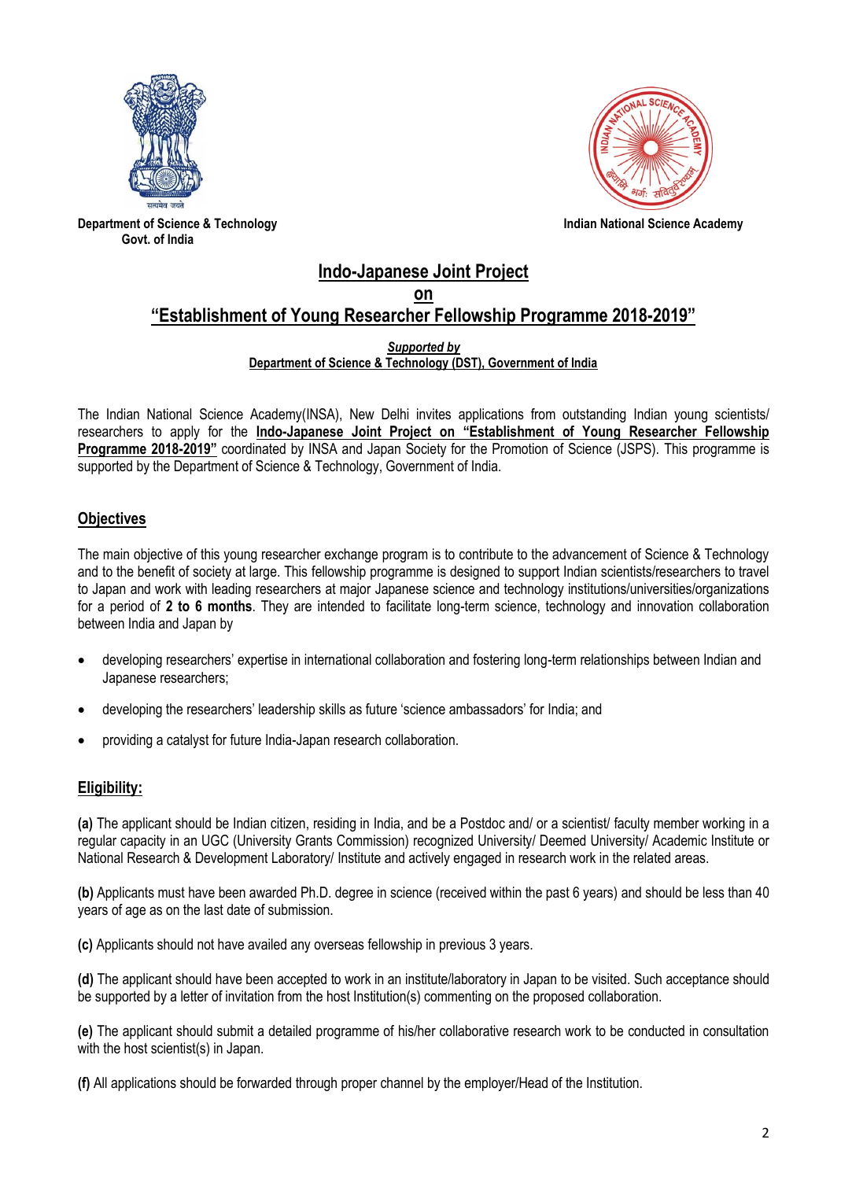**Department of Science & Technology**
**Govt. of India**

**Indian National Science Academy**

# Indo-Japanese Joint Project on "Establishment of Young Researcher Fellowship Programme 2018-2019"

***Supported by***
**Department of Science & Technology (DST), Government of India**

The Indian National Science Academy(INSA), New Delhi invites applications from outstanding Indian young scientists/ researchers to apply for the **Indo-Japanese Joint Project on "Establishment of Young Researcher Fellowship Programme 2018-2019"** coordinated by INSA and Japan Society for the Promotion of Science (JSPS). This programme is supported by the Department of Science & Technology, Government of India.

## Objectives

The main objective of this young researcher exchange program is to contribute to the advancement of Science & Technology and to the benefit of society at large. This fellowship programme is designed to support Indian scientists/researchers to travel to Japan and work with leading researchers at major Japanese science and technology institutions/universities/organizations for a period of **2 to 6 months**. They are intended to facilitate long-term science, technology and innovation collaboration between India and Japan by

- developing researchers' expertise in international collaboration and fostering long-term relationships between Indian and Japanese researchers;
- developing the researchers' leadership skills as future 'science ambassadors' for India; and
- providing a catalyst for future India-Japan research collaboration.

## Eligibility:

**(a)** The applicant should be Indian citizen, residing in India, and be a Postdoc and/ or a scientist/ faculty member working in a regular capacity in an UGC (University Grants Commission) recognized University/ Deemed University/ Academic Institute or National Research & Development Laboratory/ Institute and actively engaged in research work in the related areas.

**(b)** Applicants must have been awarded Ph.D. degree in science (received within the past 6 years) and should be less than 40 years of age as on the last date of submission.

**(c)** Applicants should not have availed any overseas fellowship in previous 3 years.

**(d)** The applicant should have been accepted to work in an institute/laboratory in Japan to be visited. Such acceptance should be supported by a letter of invitation from the host Institution(s) commenting on the proposed collaboration.

**(e)** The applicant should submit a detailed programme of his/her collaborative research work to be conducted in consultation with the host scientist(s) in Japan.

**(f)** All applications should be forwarded through proper channel by the employer/Head of the Institution.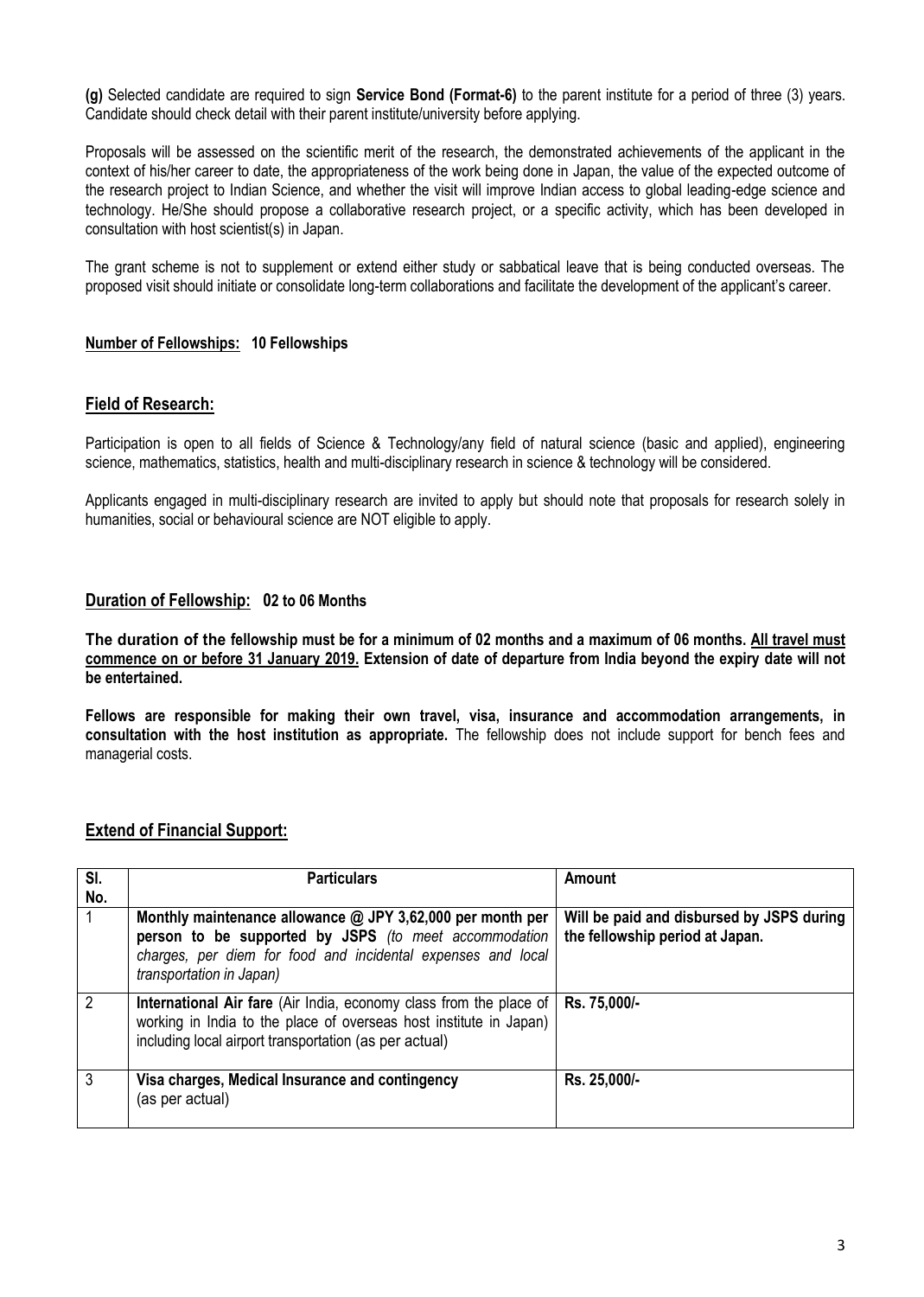**(g)** Selected candidate are required to sign **Service Bond (Format-6)** to the parent institute for a period of three (3) years. Candidate should check detail with their parent institute/university before applying.

Proposals will be assessed on the scientific merit of the research, the demonstrated achievements of the applicant in the context of his/her career to date, the appropriateness of the work being done in Japan, the value of the expected outcome of the research project to Indian Science, and whether the visit will improve Indian access to global leading-edge science and technology. He/She should propose a collaborative research project, or a specific activity, which has been developed in consultation with host scientist(s) in Japan.

The grant scheme is not to supplement or extend either study or sabbatical leave that is being conducted overseas. The proposed visit should initiate or consolidate long-term collaborations and facilitate the development of the applicant's career.

**Number of Fellowships: 10 Fellowships**

## Field of Research:

Participation is open to all fields of Science & Technology/any field of natural science (basic and applied), engineering science, mathematics, statistics, health and multi-disciplinary research in science & technology will be considered.

Applicants engaged in multi-disciplinary research are invited to apply but should note that proposals for research solely in humanities, social or behavioural science are NOT eligible to apply.

## Duration of Fellowship: 02 to 06 Months

**The duration of the fellowship must be for a minimum of 02 months and a maximum of 06 months. All travel must commence on or before 31 January 2019. Extension of date of departure from India beyond the expiry date will not be entertained.**

**Fellows are responsible for making their own travel, visa, insurance and accommodation arrangements, in consultation with the host institution as appropriate.** The fellowship does not include support for bench fees and managerial costs.

## Extend of Financial Support:

| Sl. No. | Particulars | Amount |
|---|---|---|
| 1 | **Monthly maintenance allowance @ JPY 3,62,000 per month per person to be supported by JSPS** *(to meet accommodation charges, per diem for food and incidental expenses and local transportation in Japan)* | **Will be paid and disbursed by JSPS during the fellowship period at Japan.** |
| 2 | **International Air fare** (Air India, economy class from the place of working in India to the place of overseas host institute in Japan) including local airport transportation (as per actual) | **Rs. 75,000/-** |
| 3 | **Visa charges, Medical Insurance and contingency** (as per actual) | **Rs. 25,000/-** |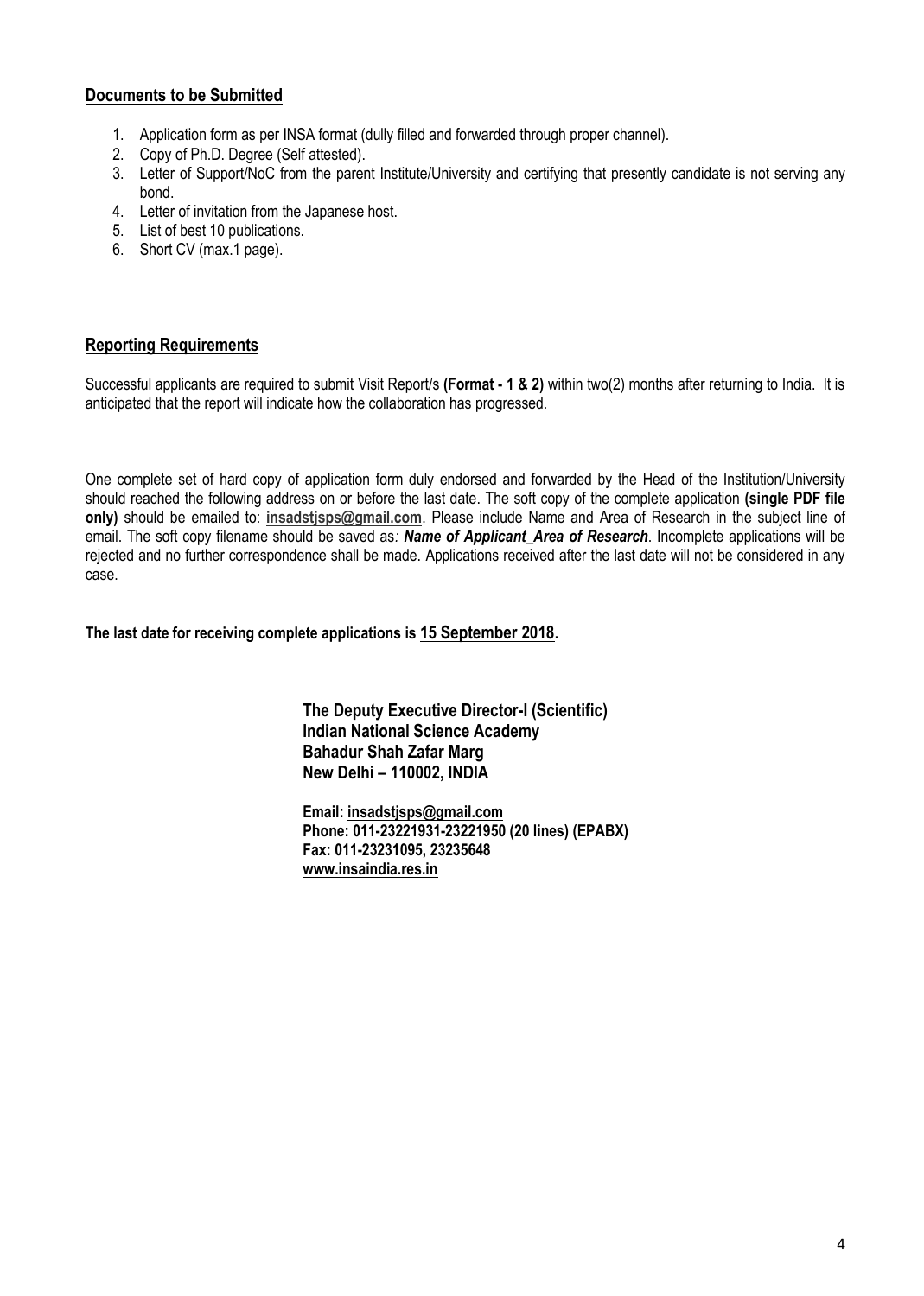## Documents to be Submitted

1. Application form as per INSA format (dully filled and forwarded through proper channel).
2. Copy of Ph.D. Degree (Self attested).
3. Letter of Support/NoC from the parent Institute/University and certifying that presently candidate is not serving any bond.
4. Letter of invitation from the Japanese host.
5. List of best 10 publications.
6. Short CV (max.1 page).

## Reporting Requirements

Successful applicants are required to submit Visit Report/s **(Format - 1 & 2)** within two(2) months after returning to India. It is anticipated that the report will indicate how the collaboration has progressed.

One complete set of hard copy of application form duly endorsed and forwarded by the Head of the Institution/University should reached the following address on or before the last date. The soft copy of the complete application **(single PDF file only)** should be emailed to: **insadstjsps@gmail.com**. Please include Name and Area of Research in the subject line of email. The soft copy filename should be saved as*:* ***Name of Applicant_Area of Research***. Incomplete applications will be rejected and no further correspondence shall be made. Applications received after the last date will not be considered in any case.

**The last date for receiving complete applications is 15 September 2018.**

**The Deputy Executive Director-I (Scientific)**
**Indian National Science Academy**
**Bahadur Shah Zafar Marg**
**New Delhi – 110002, INDIA**

**Email: insadstjsps@gmail.com**
**Phone: 011-23221931-23221950 (20 lines) (EPABX)**
**Fax: 011-23231095, 23235648**
**www.insaindia.res.in**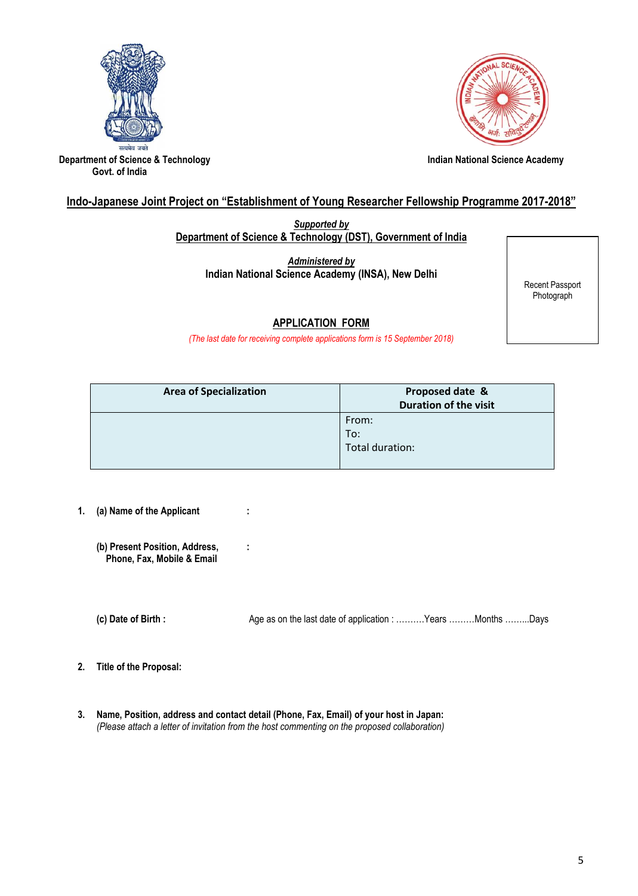सत्यमेव जयते

Department of Science & Technology
Govt. of India

Indian National Science Academy

## Indo-Japanese Joint Project on "Establishment of Young Researcher Fellowship Programme 2017-2018"

***Supported by***
**Department of Science & Technology (DST), Government of India**

***Administered by***
**Indian National Science Academy (INSA), New Delhi**

Recent Passport Photograph

## APPLICATION FORM

*(The last date for receiving complete applications form is 15 September 2018)*

| Area of Specialization | Proposed date & Duration of the visit |
|---|---|
| | From:<br>To:<br>Total duration: |

1. **(a) Name of the Applicant** :

   **(b) Present Position, Address, Phone, Fax, Mobile & Email** :

   **(c) Date of Birth :** Age as on the last date of application : ……….Years ………Months ……...Days

2. **Title of the Proposal:**

3. **Name, Position, address and contact detail (Phone, Fax, Email) of your host in Japan:**
   *(Please attach a letter of invitation from the host commenting on the proposed collaboration)*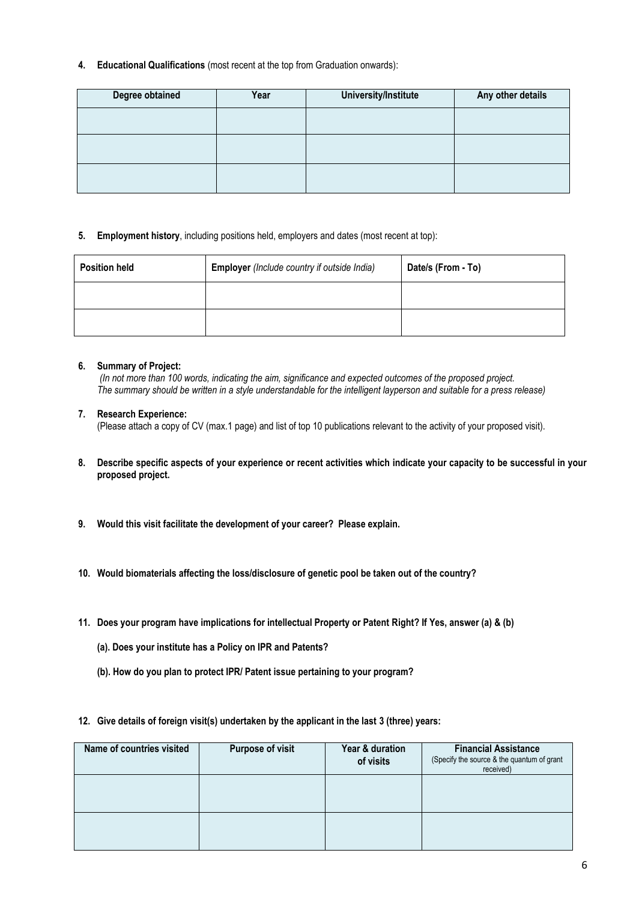**4. Educational Qualifications** (most recent at the top from Graduation onwards):

| Degree obtained | Year | University/Institute | Any other details |
|---|---|---|---|
| | | | |
| | | | |
| | | | |

**5. Employment history**, including positions held, employers and dates (most recent at top):

| Position held | Employer *(Include country if outside India)* | Date/s (From - To) |
|---|---|---|
| | | |
| | | |

**6. Summary of Project:**
*(In not more than 100 words, indicating the aim, significance and expected outcomes of the proposed project. The summary should be written in a style understandable for the intelligent layperson and suitable for a press release)*

**7. Research Experience:**
(Please attach a copy of CV (max.1 page) and list of top 10 publications relevant to the activity of your proposed visit).

**8. Describe specific aspects of your experience or recent activities which indicate your capacity to be successful in your proposed project.**

**9. Would this visit facilitate the development of your career? Please explain.**

**10. Would biomaterials affecting the loss/disclosure of genetic pool be taken out of the country?**

**11. Does your program have implications for intellectual Property or Patent Right? If Yes, answer (a) & (b)**

**(a). Does your institute has a Policy on IPR and Patents?**

**(b). How do you plan to protect IPR/ Patent issue pertaining to your program?**

**12. Give details of foreign visit(s) undertaken by the applicant in the last 3 (three) years:**

| Name of countries visited | Purpose of visit | Year & duration of visits | Financial Assistance (Specify the source & the quantum of grant received) |
|---|---|---|---|
| | | | |
| | | | |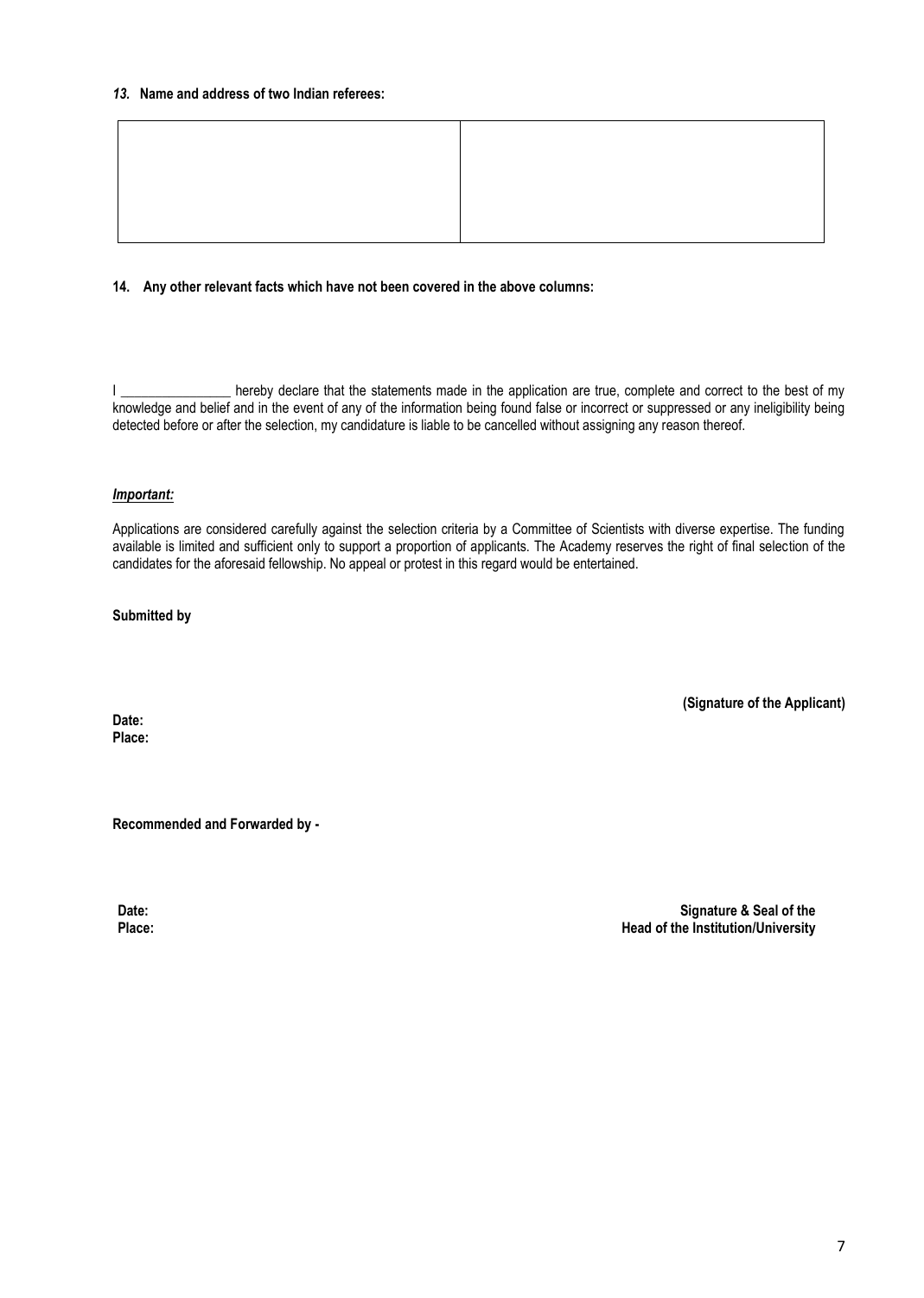***13.* Name and address of two Indian referees:**

| | |
|---|---|
| | |

**14. Any other relevant facts which have not been covered in the above columns:**

I ________________ hereby declare that the statements made in the application are true, complete and correct to the best of my knowledge and belief and in the event of any of the information being found false or incorrect or suppressed or any ineligibility being detected before or after the selection, my candidature is liable to be cancelled without assigning any reason thereof.

***Important:***

Applications are considered carefully against the selection criteria by a Committee of Scientists with diverse expertise. The funding available is limited and sufficient only to support a proportion of applicants. The Academy reserves the right of final selection of the candidates for the aforesaid fellowship. No appeal or protest in this regard would be entertained.

**Submitted by**

**(Signature of the Applicant)**

**Date:**
**Place:**

**Recommended and Forwarded by -**

**Date:**
**Place:**

**Signature & Seal of the Head of the Institution/University**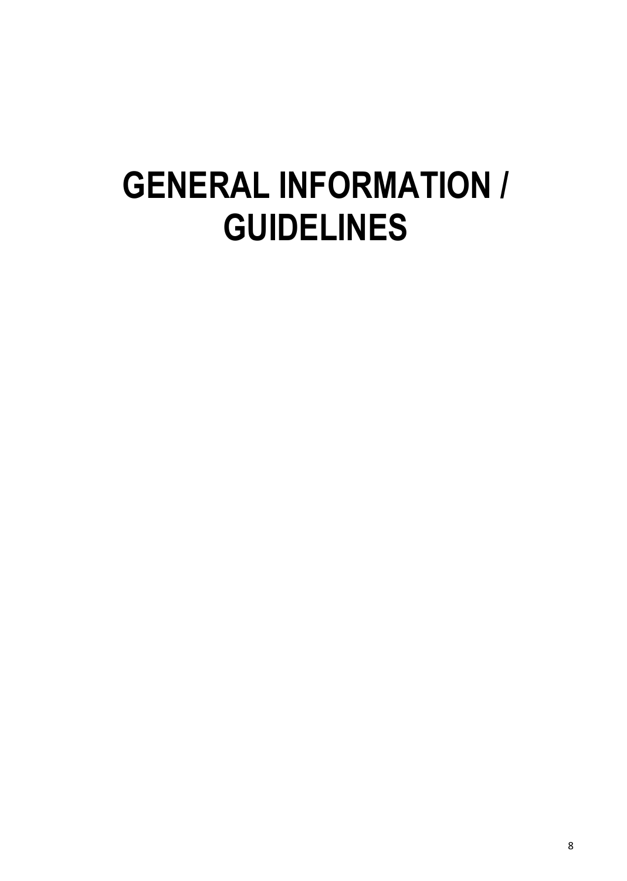# GENERAL INFORMATION / GUIDELINES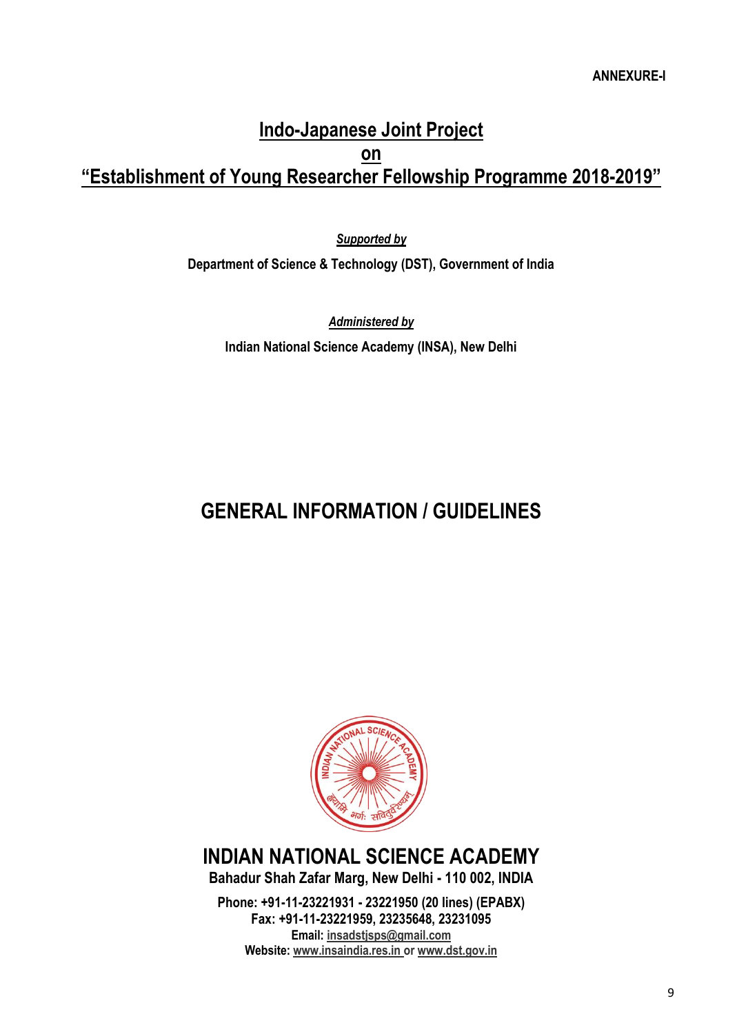**ANNEXURE-I**

# Indo-Japanese Joint Project
# on
# "Establishment of Young Researcher Fellowship Programme 2018-2019"

***Supported by***

**Department of Science & Technology (DST), Government of India**

***Administered by***

**Indian National Science Academy (INSA), New Delhi**

# GENERAL INFORMATION / GUIDELINES

## INDIAN NATIONAL SCIENCE ACADEMY

**Bahadur Shah Zafar Marg, New Delhi - 110 002, INDIA**

**Phone: +91-11-23221931 - 23221950 (20 lines) (EPABX)**
**Fax: +91-11-23221959, 23235648, 23231095**
**Email: insadstjsps@gmail.com**
**Website: www.insaindia.res.in or www.dst.gov.in**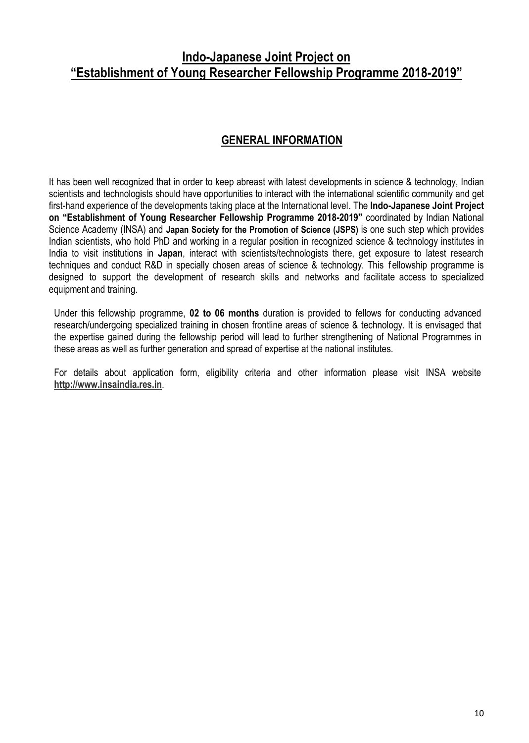# Indo-Japanese Joint Project on "Establishment of Young Researcher Fellowship Programme 2018-2019"

## GENERAL INFORMATION

It has been well recognized that in order to keep abreast with latest developments in science & technology, Indian scientists and technologists should have opportunities to interact with the international scientific community and get first-hand experience of the developments taking place at the International level. The **Indo-Japanese Joint Project on "Establishment of Young Researcher Fellowship Programme 2018-2019"** coordinated by Indian National Science Academy (INSA) and **Japan Society for the Promotion of Science (JSPS)** is one such step which provides Indian scientists, who hold PhD and working in a regular position in recognized science & technology institutes in India to visit institutions in **Japan**, interact with scientists/technologists there, get exposure to latest research techniques and conduct R&D in specially chosen areas of science & technology. This fellowship programme is designed to support the development of research skills and networks and facilitate access to specialized equipment and training.

Under this fellowship programme, **02 to 06 months** duration is provided to fellows for conducting advanced research/undergoing specialized training in chosen frontline areas of science & technology. It is envisaged that the expertise gained during the fellowship period will lead to further strengthening of National Programmes in these areas as well as further generation and spread of expertise at the national institutes.

For details about application form, eligibility criteria and other information please visit INSA website **http://www.insaindia.res.in**.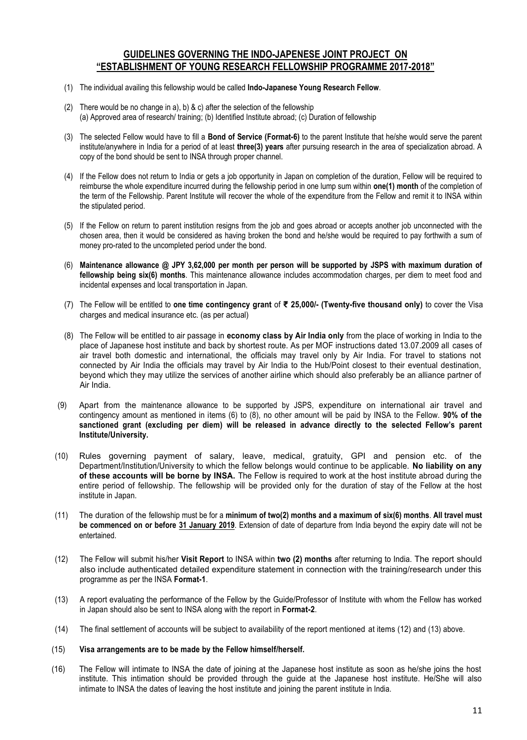## GUIDELINES GOVERNING THE INDO-JAPENESE JOINT PROJECT ON "ESTABLISHMENT OF YOUNG RESEARCH FELLOWSHIP PROGRAMME 2017-2018"

(1) The individual availing this fellowship would be called **Indo-Japanese Young Research Fellow**.

(2) There would be no change in a), b) & c) after the selection of the fellowship
(a) Approved area of research/ training; (b) Identified Institute abroad; (c) Duration of fellowship

(3) The selected Fellow would have to fill a **Bond of Service (Format-6)** to the parent Institute that he/she would serve the parent institute/anywhere in India for a period of at least **three(3) years** after pursuing research in the area of specialization abroad. A copy of the bond should be sent to INSA through proper channel.

(4) If the Fellow does not return to India or gets a job opportunity in Japan on completion of the duration, Fellow will be required to reimburse the whole expenditure incurred during the fellowship period in one lump sum within **one(1) month** of the completion of the term of the Fellowship. Parent Institute will recover the whole of the expenditure from the Fellow and remit it to INSA within the stipulated period.

(5) If the Fellow on return to parent institution resigns from the job and goes abroad or accepts another job unconnected with the chosen area, then it would be considered as having broken the bond and he/she would be required to pay forthwith a sum of money pro-rated to the uncompleted period under the bond.

(6) **Maintenance allowance @ JPY 3,62,000 per month per person will be supported by JSPS with maximum duration of fellowship being six(6) months**. This maintenance allowance includes accommodation charges, per diem to meet food and incidental expenses and local transportation in Japan.

(7) The Fellow will be entitled to **one time contingency grant** of **₹ 25,000/- (Twenty-five thousand only)** to cover the Visa charges and medical insurance etc. (as per actual)

(8) The Fellow will be entitled to air passage in **economy class by Air India only** from the place of working in India to the place of Japanese host institute and back by shortest route. As per MOF instructions dated 13.07.2009 all cases of air travel both domestic and international, the officials may travel only by Air India. For travel to stations not connected by Air India the officials may travel by Air India to the Hub/Point closest to their eventual destination, beyond which they may utilize the services of another airline which should also preferably be an alliance partner of Air India.

(9) Apart from the maintenance allowance to be supported by JSPS, expenditure on international air travel and contingency amount as mentioned in items (6) to (8), no other amount will be paid by INSA to the Fellow. **90% of the sanctioned grant (excluding per diem) will be released in advance directly to the selected Fellow's parent Institute/University.**

(10) Rules governing payment of salary, leave, medical, gratuity, GPI and pension etc. of the Department/Institution/University to which the fellow belongs would continue to be applicable. **No liability on any of these accounts will be borne by INSA.** The Fellow is required to work at the host institute abroad during the entire period of fellowship. The fellowship will be provided only for the duration of stay of the Fellow at the host institute in Japan.

(11) The duration of the fellowship must be for a **minimum of two(2) months and a maximum of six(6) months**. **All travel must be commenced on or before <u>31 January 2019</u>**. Extension of date of departure from India beyond the expiry date will not be entertained.

(12) The Fellow will submit his/her **Visit Report** to INSA within **two (2) months** after returning to India. The report should also include authenticated detailed expenditure statement in connection with the training/research under this programme as per the INSA **Format-1**.

(13) A report evaluating the performance of the Fellow by the Guide/Professor of Institute with whom the Fellow has worked in Japan should also be sent to INSA along with the report in **Format-2**.

(14) The final settlement of accounts will be subject to availability of the report mentioned at items (12) and (13) above.

(15) **Visa arrangements are to be made by the Fellow himself/herself.**

(16) The Fellow will intimate to INSA the date of joining at the Japanese host institute as soon as he/she joins the host institute. This intimation should be provided through the guide at the Japanese host institute. He/She will also intimate to INSA the dates of leaving the host institute and joining the parent institute in India.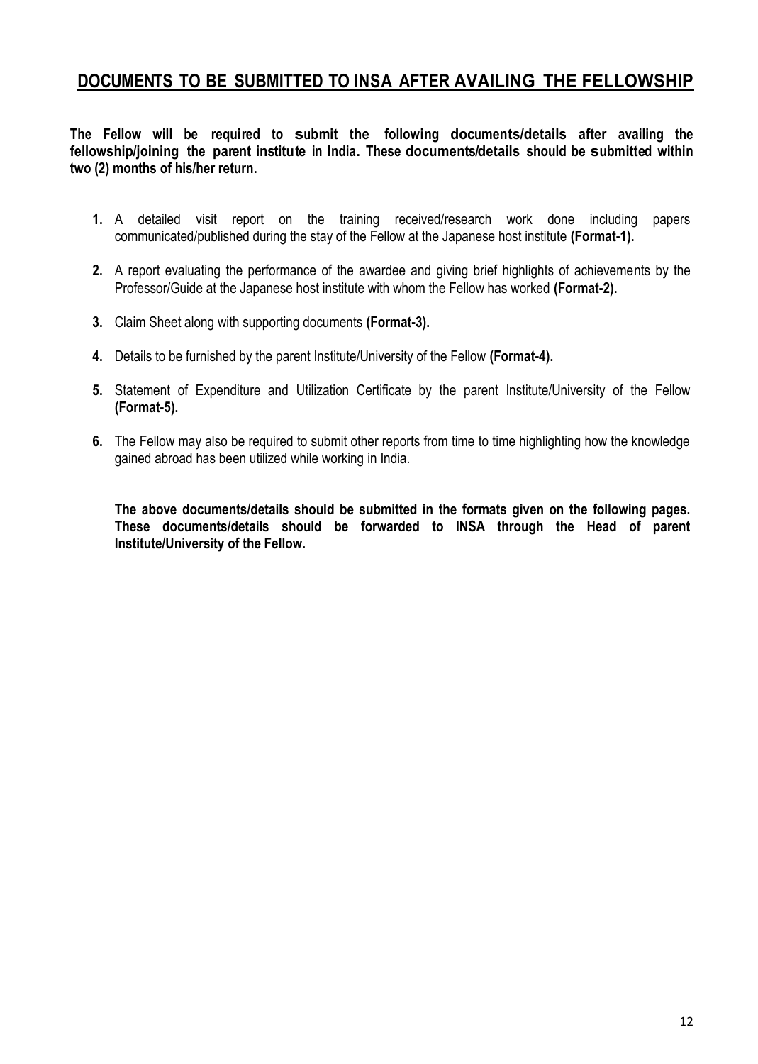## DOCUMENTS TO BE SUBMITTED TO INSA AFTER AVAILING THE FELLOWSHIP

**The Fellow will be required to submit the following documents/details after availing the fellowship/joining the parent institute in India. These documents/details should be submitted within two (2) months of his/her return.**

1. A detailed visit report on the training received/research work done including papers communicated/published during the stay of the Fellow at the Japanese host institute **(Format-1).**

2. A report evaluating the performance of the awardee and giving brief highlights of achievements by the Professor/Guide at the Japanese host institute with whom the Fellow has worked **(Format-2).**

3. Claim Sheet along with supporting documents **(Format-3).**

4. Details to be furnished by the parent Institute/University of the Fellow **(Format-4).**

5. Statement of Expenditure and Utilization Certificate by the parent Institute/University of the Fellow **(Format-5).**

6. The Fellow may also be required to submit other reports from time to time highlighting how the knowledge gained abroad has been utilized while working in India.

**The above documents/details should be submitted in the formats given on the following pages. These documents/details should be forwarded to INSA through the Head of parent Institute/University of the Fellow.**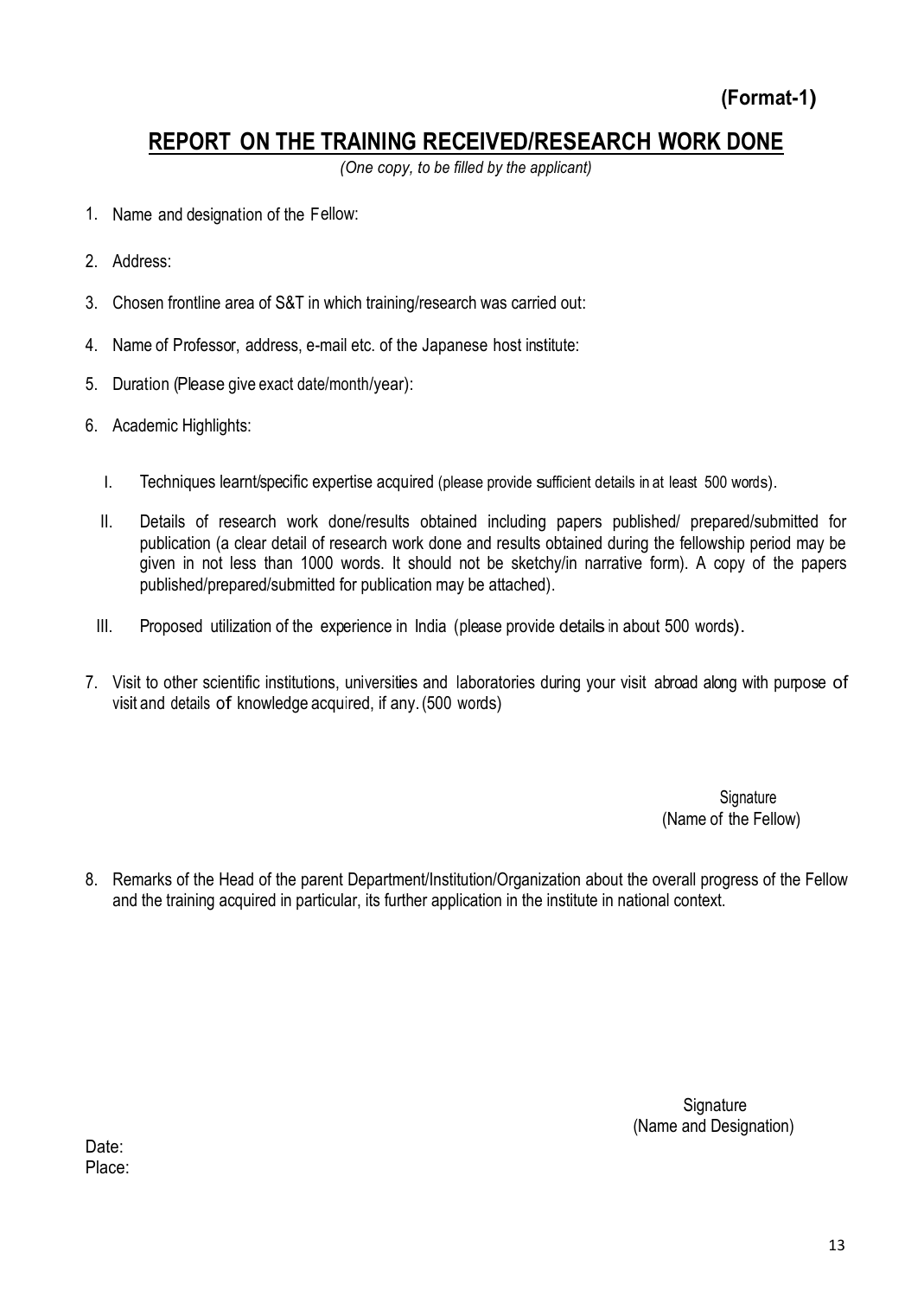**(Format-1)**

## REPORT ON THE TRAINING RECEIVED/RESEARCH WORK DONE

*(One copy, to be filled by the applicant)*

1. Name and designation of the Fellow:
2. Address:
3. Chosen frontline area of S&T in which training/research was carried out:
4. Name of Professor, address, e-mail etc. of the Japanese host institute:
5. Duration (Please give exact date/month/year):
6. Academic Highlights:

   I. Techniques learnt/specific expertise acquired (please provide sufficient details in at least 500 words).

   II. Details of research work done/results obtained including papers published/ prepared/submitted for publication (a clear detail of research work done and results obtained during the fellowship period may be given in not less than 1000 words. It should not be sketchy/in narrative form). A copy of the papers published/prepared/submitted for publication may be attached).

   III. Proposed utilization of the experience in India (please provide details in about 500 words).

7. Visit to other scientific institutions, universities and laboratories during your visit abroad along with purpose of visit and details of knowledge acquired, if any. (500 words)

Signature
(Name of the Fellow)

8. Remarks of the Head of the parent Department/Institution/Organization about the overall progress of the Fellow and the training acquired in particular, its further application in the institute in national context.

Signature
(Name and Designation)

Date:
Place: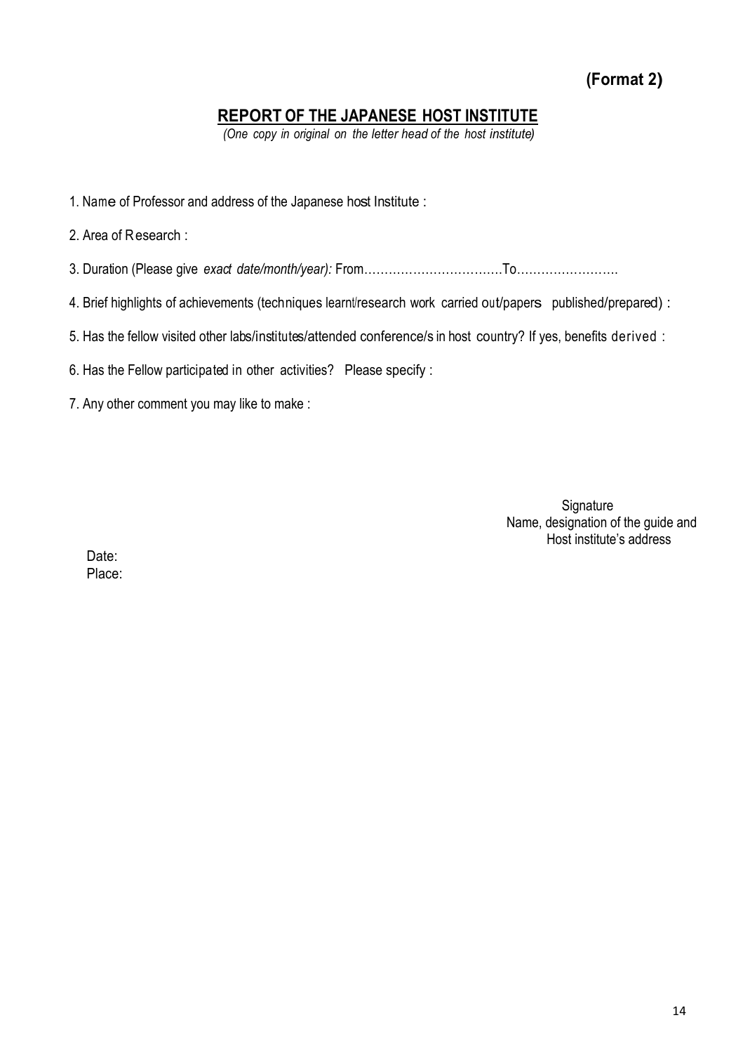**(Format 2)**

## REPORT OF THE JAPANESE HOST INSTITUTE

*(One copy in original on the letter head of the host institute)*

1. Name of Professor and address of the Japanese host Institute :
2. Area of Research :
3. Duration (Please give *exact date/month/year):* From……………………………To…………………….
4. Brief highlights of achievements (techniques learnt/research work carried out/papers published/prepared) :
5. Has the fellow visited other labs/institutes/attended conference/s in host country? If yes, benefits derived :
6. Has the Fellow participated in other activities? Please specify :
7. Any other comment you may like to make :

Signature
Name, designation of the guide and
Host institute's address

Date:
Place: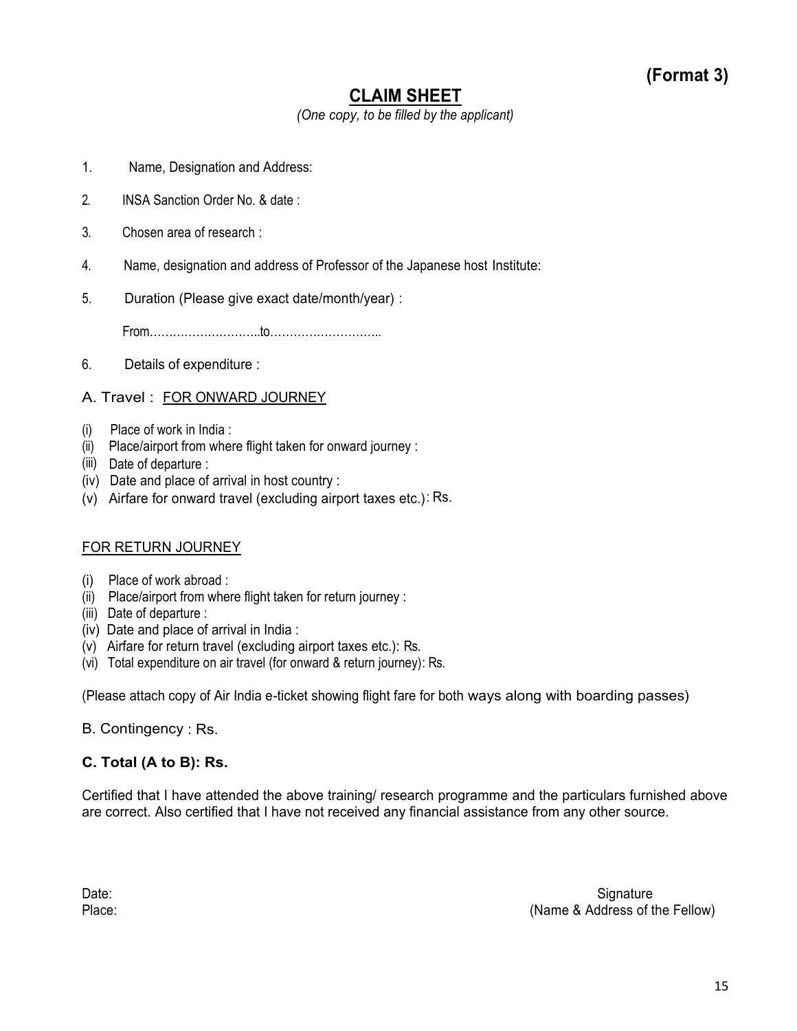**(Format 3)**

## CLAIM SHEET

*(One copy, to be filled by the applicant)*

1. Name, Designation and Address:
2. INSA Sanction Order No. & date :
3. Chosen area of research :
4. Name, designation and address of Professor of the Japanese host Institute:
5. Duration (Please give exact date/month/year) :

   From………………………..to………………………..

6. Details of expenditure :

A. Travel : <u>FOR ONWARD JOURNEY</u>

(i) Place of work in India :
(ii) Place/airport from where flight taken for onward journey :
(iii) Date of departure :
(iv) Date and place of arrival in host country :
(v) Airfare for onward travel (excluding airport taxes etc.): Rs.

<u>FOR RETURN JOURNEY</u>

(i) Place of work abroad :
(ii) Place/airport from where flight taken for return journey :
(iii) Date of departure :
(iv) Date and place of arrival in India :
(v) Airfare for return travel (excluding airport taxes etc.): Rs.
(vi) Total expenditure on air travel (for onward & return journey): Rs.

(Please attach copy of Air India e-ticket showing flight fare for both ways along with boarding passes)

B. Contingency : Rs.

**C. Total (A to B): Rs.**

Certified that I have attended the above training/ research programme and the particulars furnished above are correct. Also certified that I have not received any financial assistance from any other source.

Date:
Place:

Signature
(Name & Address of the Fellow)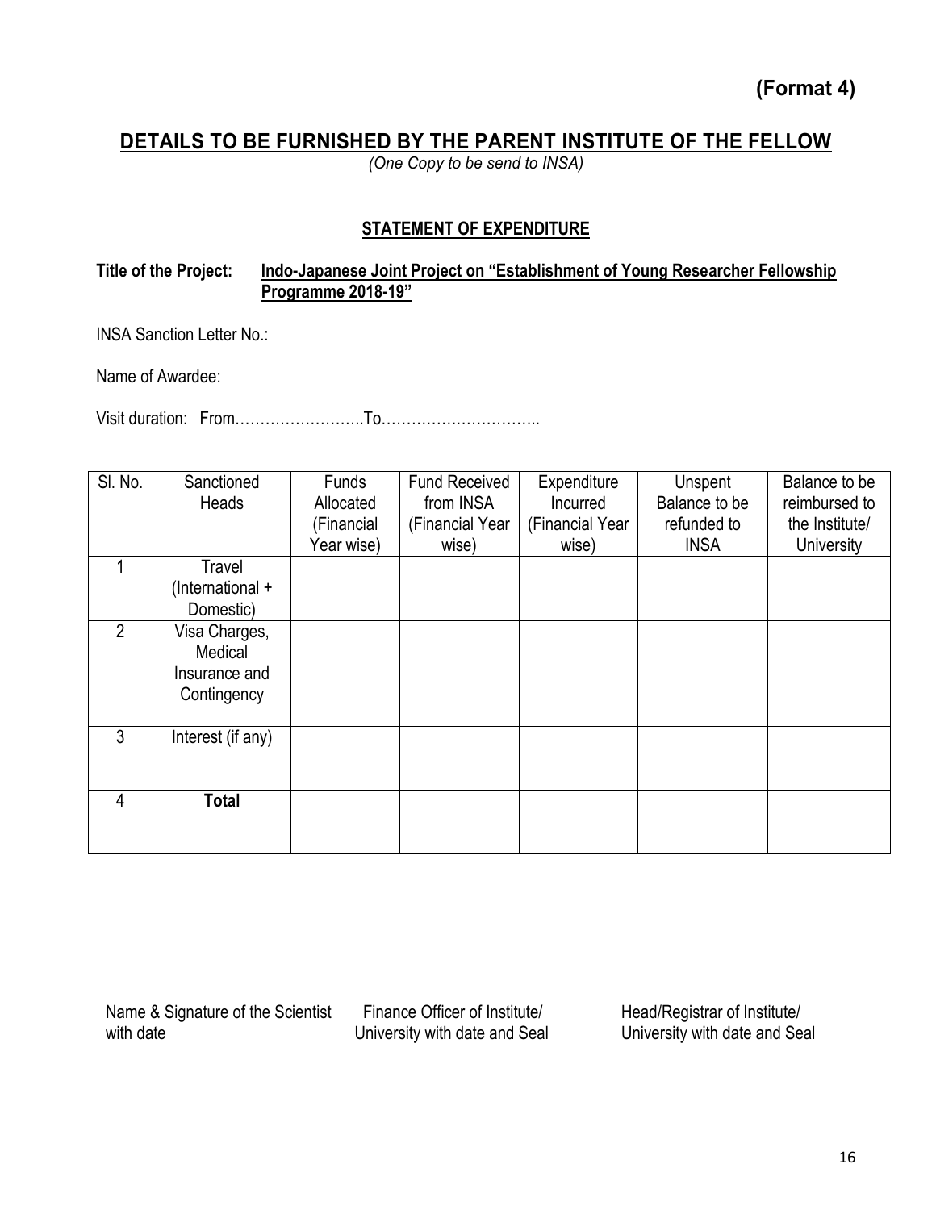**(Format 4)**

## DETAILS TO BE FURNISHED BY THE PARENT INSTITUTE OF THE FELLOW

*(One Copy to be send to INSA)*

### STATEMENT OF EXPENDITURE

**Title of the Project:** **Indo-Japanese Joint Project on "Establishment of Young Researcher Fellowship Programme 2018-19"**

INSA Sanction Letter No.:

Name of Awardee:

Visit duration: From……………………..To…………………………..

| Sl. No. | Sanctioned Heads | Funds Allocated (Financial Year wise) | Fund Received from INSA (Financial Year wise) | Expenditure Incurred (Financial Year wise) | Unspent Balance to be refunded to INSA | Balance to be reimbursed to the Institute/ University |
|---|---|---|---|---|---|---|
| 1 | Travel (International + Domestic) | | | | | |
| 2 | Visa Charges, Medical Insurance and Contingency | | | | | |
| 3 | Interest (if any) | | | | | |
| 4 | **Total** | | | | | |

Name & Signature of the Scientist with date

Finance Officer of Institute/ University with date and Seal

Head/Registrar of Institute/ University with date and Seal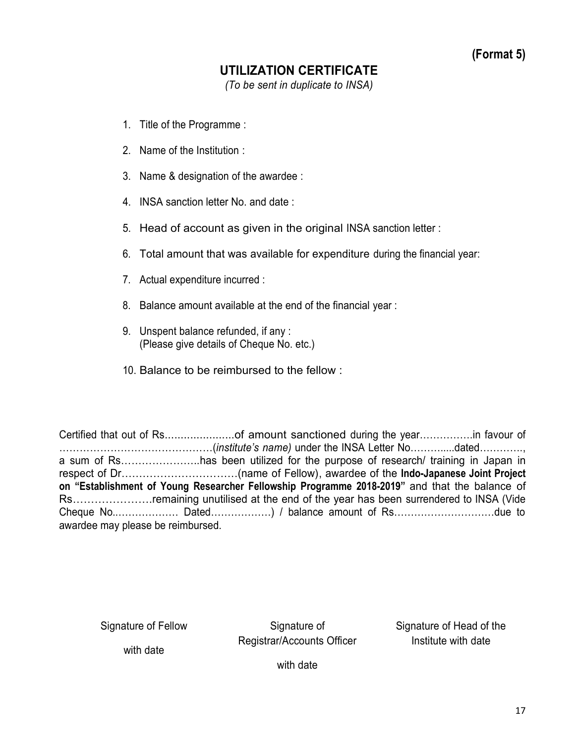**(Format 5)**

## UTILIZATION CERTIFICATE

*(To be sent in duplicate to INSA)*

1. Title of the Programme :
2. Name of the Institution :
3. Name & designation of the awardee :
4. INSA sanction letter No. and date :
5. Head of account as given in the original INSA sanction letter :
6. Total amount that was available for expenditure during the financial year:
7. Actual expenditure incurred :
8. Balance amount available at the end of the financial year :
9. Unspent balance refunded, if any :
   (Please give details of Cheque No. etc.)
10. Balance to be reimbursed to the fellow :

Certified that out of Rs.....................of amount sanctioned during the year…………….in favour of ………………………………………(*institute's name)* under the INSA Letter No………....dated…………., a sum of Rs…………………..has been utilized for the purpose of research/ training in Japan in respect of Dr……………………………(name of Fellow), awardee of the **Indo-Japanese Joint Project on "Establishment of Young Researcher Fellowship Programme 2018-2019"** and that the balance of Rs………………….remaining unutilised at the end of the year has been surrendered to INSA (Vide Cheque No..……………… Dated………………) / balance amount of Rs…………………………due to awardee may please be reimbursed.

| Signature of Fellow with date | Signature of Registrar/Accounts Officer with date | Signature of Head of the Institute with date |
|---|---|---|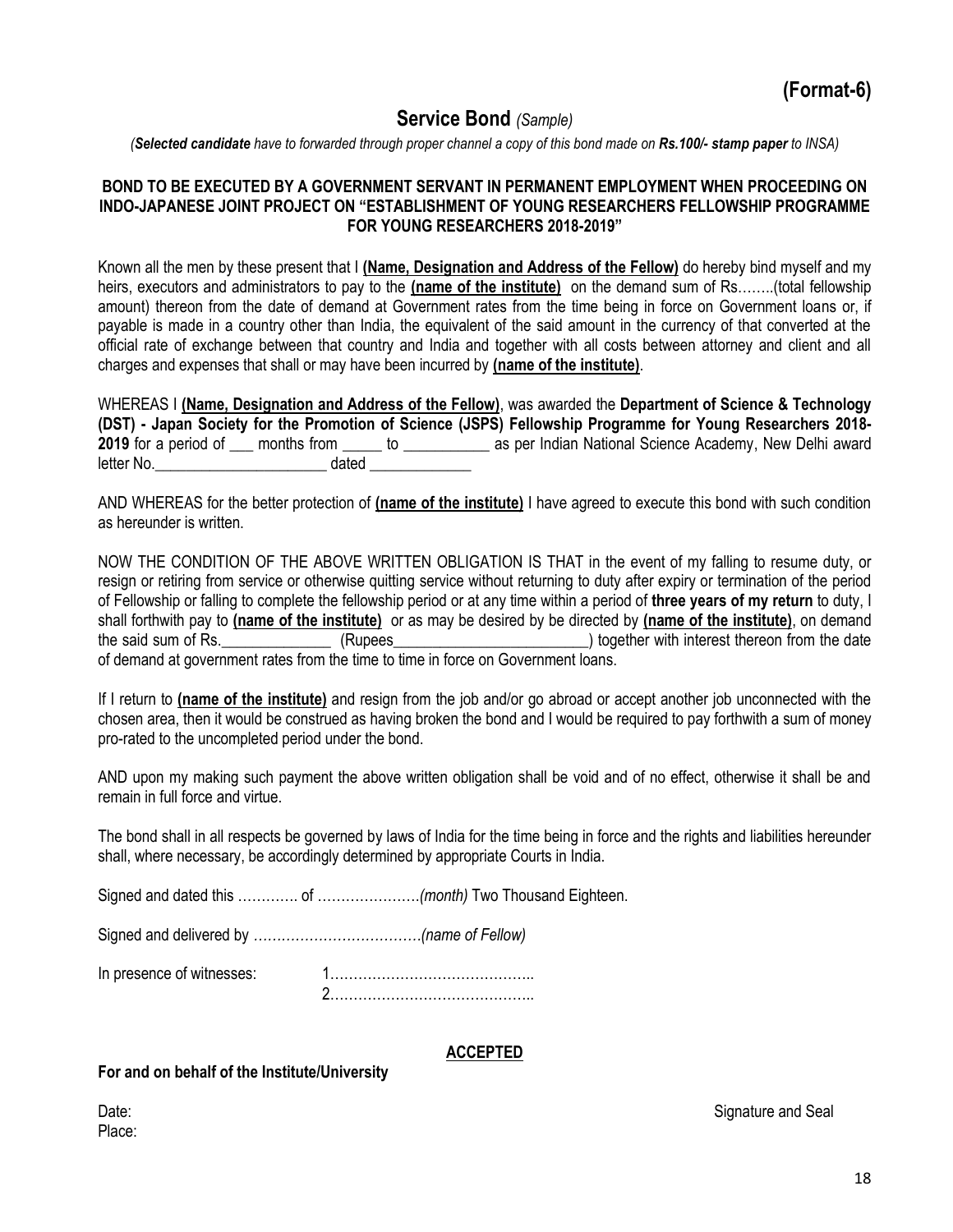**(Format-6)**

## Service Bond *(Sample)*

*(**Selected candidate** have to forwarded through proper channel a copy of this bond made on **Rs.100/- stamp paper** to INSA)*

**BOND TO BE EXECUTED BY A GOVERNMENT SERVANT IN PERMANENT EMPLOYMENT WHEN PROCEEDING ON INDO-JAPANESE JOINT PROJECT ON "ESTABLISHMENT OF YOUNG RESEARCHERS FELLOWSHIP PROGRAMME FOR YOUNG RESEARCHERS 2018-2019"**

Known all the men by these present that I **(Name, Designation and Address of the Fellow)** do hereby bind myself and my heirs, executors and administrators to pay to the **(name of the institute)** on the demand sum of Rs……..(total fellowship amount) thereon from the date of demand at Government rates from the time being in force on Government loans or, if payable is made in a country other than India, the equivalent of the said amount in the currency of that converted at the official rate of exchange between that country and India and together with all costs between attorney and client and all charges and expenses that shall or may have been incurred by **(name of the institute)**.

WHEREAS I **(Name, Designation and Address of the Fellow)**, was awarded the **Department of Science & Technology (DST) - Japan Society for the Promotion of Science (JSPS) Fellowship Programme for Young Researchers 2018-2019** for a period of ___ months from _____ to ___________ as per Indian National Science Academy, New Delhi award letter No.______________________ dated _____________

AND WHEREAS for the better protection of **(name of the institute)** I have agreed to execute this bond with such condition as hereunder is written.

NOW THE CONDITION OF THE ABOVE WRITTEN OBLIGATION IS THAT in the event of my falling to resume duty, or resign or retiring from service or otherwise quitting service without returning to duty after expiry or termination of the period of Fellowship or falling to complete the fellowship period or at any time within a period of **three years of my return** to duty, I shall forthwith pay to **(name of the institute)** or as may be desired by be directed by **(name of the institute)**, on demand the said sum of Rs.______________ (Rupees_________________________) together with interest thereon from the date of demand at government rates from the time to time in force on Government loans.

If I return to **(name of the institute)** and resign from the job and/or go abroad or accept another job unconnected with the chosen area, then it would be construed as having broken the bond and I would be required to pay forthwith a sum of money pro-rated to the uncompleted period under the bond.

AND upon my making such payment the above written obligation shall be void and of no effect, otherwise it shall be and remain in full force and virtue.

The bond shall in all respects be governed by laws of India for the time being in force and the rights and liabilities hereunder shall, where necessary, be accordingly determined by appropriate Courts in India.

Signed and dated this …………. of ………………….*(month)* Two Thousand Eighteen.

Signed and delivered by ………………………………*(name of Fellow)*

In presence of witnesses: 1……………………………………..
2……………………………………..

**ACCEPTED**

**For and on behalf of the Institute/University**

Date:

Place:

Signature and Seal